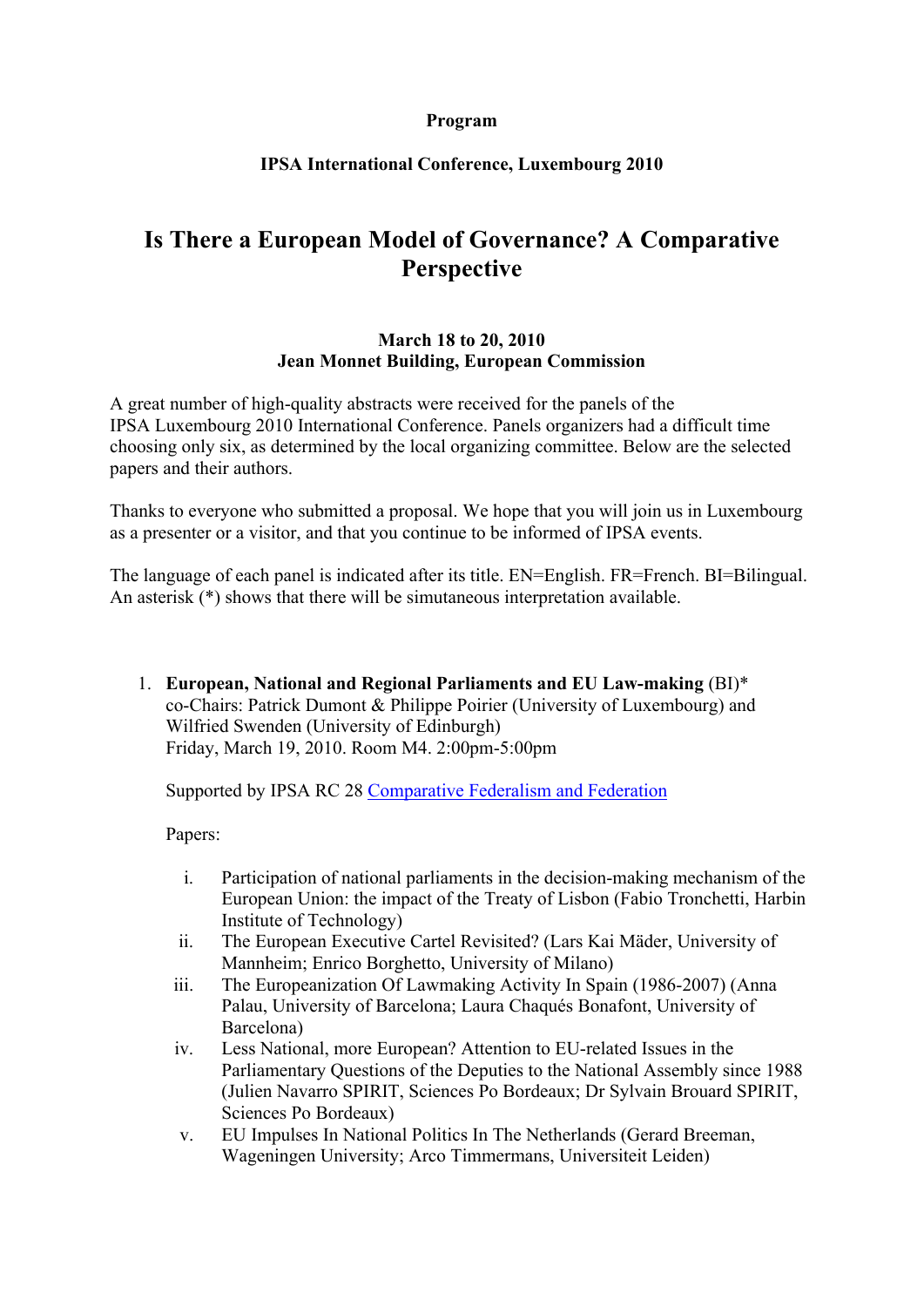**Program**

**IPSA International Conference, Luxembourg 2010**

# Is There a European Model of Governance? A Comparative Perspective

**March 18 to 20, 2010**
**Jean Monnet Building, European Commission**

A great number of high-quality abstracts were received for the panels of the IPSA Luxembourg 2010 International Conference. Panels organizers had a difficult time choosing only six, as determined by the local organizing committee. Below are the selected papers and their authors.

Thanks to everyone who submitted a proposal. We hope that you will join us in Luxembourg as a presenter or a visitor, and that you continue to be informed of IPSA events.

The language of each panel is indicated after its title. EN=English. FR=French. BI=Bilingual. An asterisk (*) shows that there will be simutaneous interpretation available.

1. **European, National and Regional Parliaments and EU Law-making** (BI)*
   co-Chairs: Patrick Dumont & Philippe Poirier (University of Luxembourg) and Wilfried Swenden (University of Edinburgh)
   Friday, March 19, 2010. Room M4. 2:00pm-5:00pm

   Supported by IPSA RC 28 Comparative Federalism and Federation

   Papers:

   i. Participation of national parliaments in the decision-making mechanism of the European Union: the impact of the Treaty of Lisbon (Fabio Tronchetti, Harbin Institute of Technology)
   ii. The European Executive Cartel Revisited? (Lars Kai Mäder, University of Mannheim; Enrico Borghetto, University of Milano)
   iii. The Europeanization Of Lawmaking Activity In Spain (1986-2007) (Anna Palau, University of Barcelona; Laura Chaqués Bonafont, University of Barcelona)
   iv. Less National, more European? Attention to EU-related Issues in the Parliamentary Questions of the Deputies to the National Assembly since 1988 (Julien Navarro SPIRIT, Sciences Po Bordeaux; Dr Sylvain Brouard SPIRIT, Sciences Po Bordeaux)
   v. EU Impulses In National Politics In The Netherlands (Gerard Breeman, Wageningen University; Arco Timmermans, Universiteit Leiden)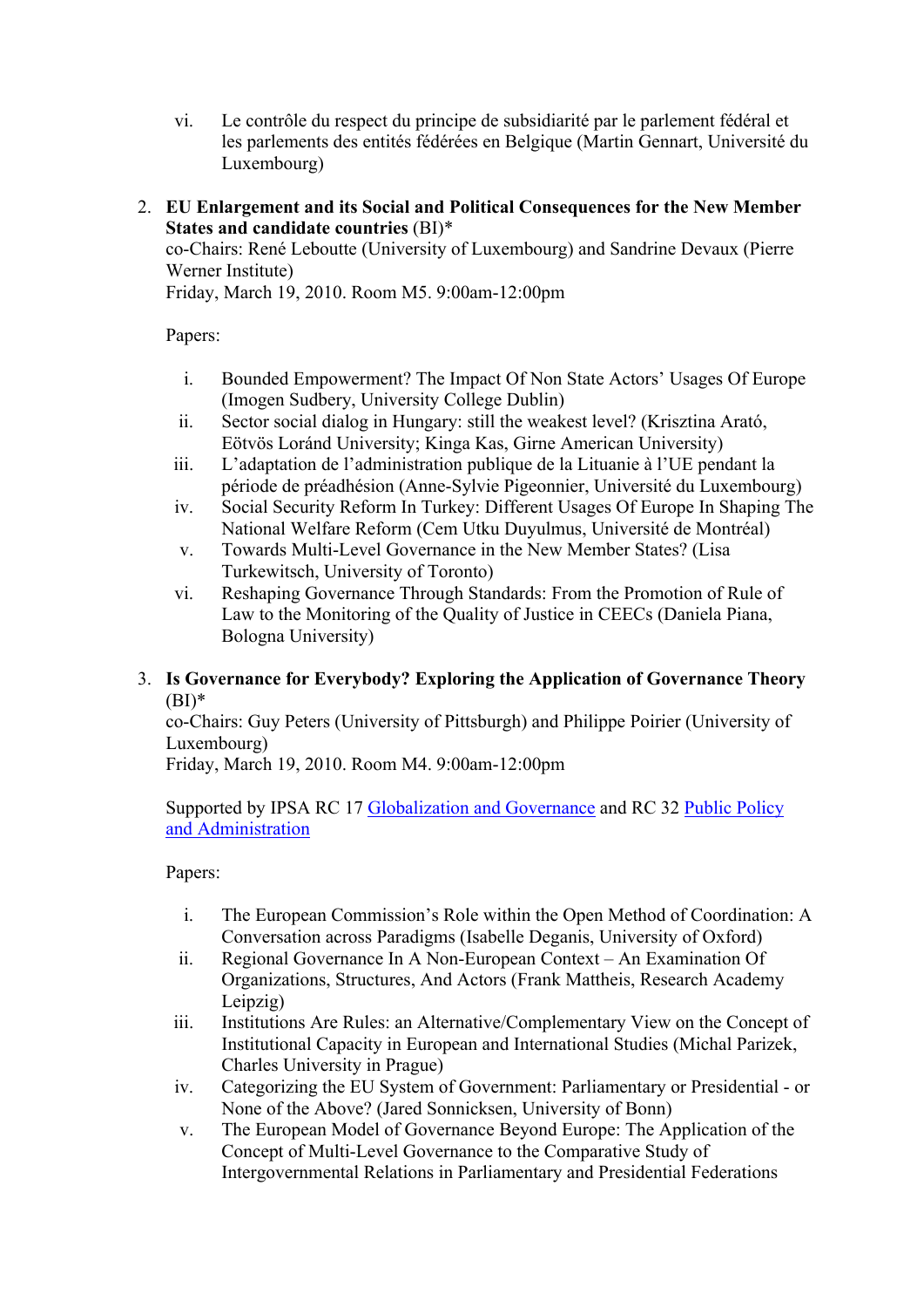vi. Le contrôle du respect du principe de subsidiarité par le parlement fédéral et les parlements des entités fédérées en Belgique (Martin Gennart, Université du Luxembourg)

2. **EU Enlargement and its Social and Political Consequences for the New Member States and candidate countries** (BI)*
   co-Chairs: René Leboutte (University of Luxembourg) and Sandrine Devaux (Pierre Werner Institute)
   Friday, March 19, 2010. Room M5. 9:00am-12:00pm

   Papers:

   i. Bounded Empowerment? The Impact Of Non State Actors' Usages Of Europe (Imogen Sudbery, University College Dublin)
   ii. Sector social dialog in Hungary: still the weakest level? (Krisztina Arató, Eötvös Loránd University; Kinga Kas, Girne American University)
   iii. L'adaptation de l'administration publique de la Lituanie à l'UE pendant la période de préadhésion (Anne-Sylvie Pigeonnier, Université du Luxembourg)
   iv. Social Security Reform In Turkey: Different Usages Of Europe In Shaping The National Welfare Reform (Cem Utku Duyulmus, Université de Montréal)
   v. Towards Multi-Level Governance in the New Member States? (Lisa Turkewitsch, University of Toronto)
   vi. Reshaping Governance Through Standards: From the Promotion of Rule of Law to the Monitoring of the Quality of Justice in CEECs (Daniela Piana, Bologna University)

3. **Is Governance for Everybody? Exploring the Application of Governance Theory** (BI)*
   co-Chairs: Guy Peters (University of Pittsburgh) and Philippe Poirier (University of Luxembourg)
   Friday, March 19, 2010. Room M4. 9:00am-12:00pm

   Supported by IPSA RC 17 Globalization and Governance and RC 32 Public Policy and Administration

   Papers:

   i. The European Commission's Role within the Open Method of Coordination: A Conversation across Paradigms (Isabelle Deganis, University of Oxford)
   ii. Regional Governance In A Non-European Context – An Examination Of Organizations, Structures, And Actors (Frank Mattheis, Research Academy Leipzig)
   iii. Institutions Are Rules: an Alternative/Complementary View on the Concept of Institutional Capacity in European and International Studies (Michal Parizek, Charles University in Prague)
   iv. Categorizing the EU System of Government: Parliamentary or Presidential - or None of the Above? (Jared Sonnicksen, University of Bonn)
   v. The European Model of Governance Beyond Europe: The Application of the Concept of Multi-Level Governance to the Comparative Study of Intergovernmental Relations in Parliamentary and Presidential Federations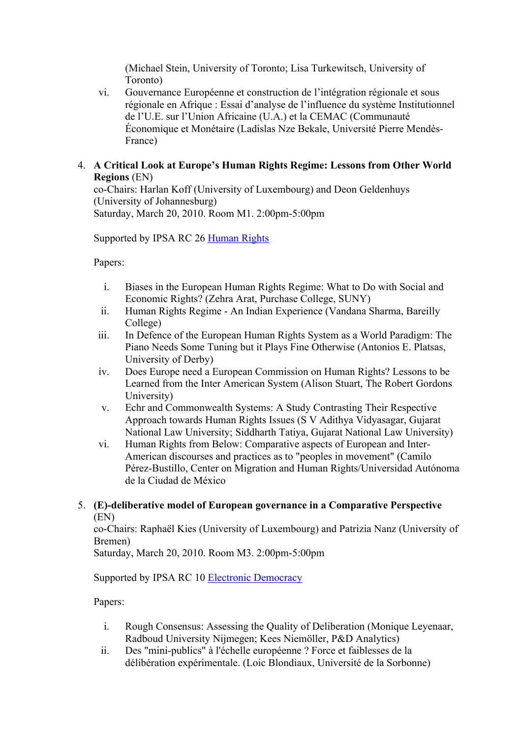(Michael Stein, University of Toronto; Lisa Turkewitsch, University of Toronto)

vi. Gouvernance Européenne et construction de l'intégration régionale et sous régionale en Afrique : Essai d'analyse de l'influence du système Institutionnel de l'U.E. sur l'Union Africaine (U.A.) et la CEMAC (Communauté Économique et Monétaire (Ladislas Nze Bekale, Université Pierre Mendès-France)

4. **A Critical Look at Europe's Human Rights Regime: Lessons from Other World Regions** (EN)
   co-Chairs: Harlan Koff (University of Luxembourg) and Deon Geldenhuys (University of Johannesburg)
   Saturday, March 20, 2010. Room M1. 2:00pm-5:00pm

   Supported by IPSA RC 26 Human Rights

   Papers:

   i. Biases in the European Human Rights Regime: What to Do with Social and Economic Rights? (Zehra Arat, Purchase College, SUNY)
   ii. Human Rights Regime - An Indian Experience (Vandana Sharma, Bareilly College)
   iii. In Defence of the European Human Rights System as a World Paradigm: The Piano Needs Some Tuning but it Plays Fine Otherwise (Antonios E. Platsas, University of Derby)
   iv. Does Europe need a European Commission on Human Rights? Lessons to be Learned from the Inter American System (Alison Stuart, The Robert Gordons University)
   v. Echr and Commonwealth Systems: A Study Contrasting Their Respective Approach towards Human Rights Issues (S V Adithya Vidyasagar, Gujarat National Law University; Siddharth Tatiya, Gujarat National Law University)
   vi. Human Rights from Below: Comparative aspects of European and Inter-American discourses and practices as to "peoples in movement" (Camilo Pérez-Bustillo, Center on Migration and Human Rights/Universidad Autónoma de la Ciudad de México

5. **(E)-deliberative model of European governance in a Comparative Perspective** (EN)
   co-Chairs: Raphaël Kies (University of Luxembourg) and Patrizia Nanz (University of Bremen)
   Saturday, March 20, 2010. Room M3. 2:00pm-5:00pm

   Supported by IPSA RC 10 Electronic Democracy

   Papers:

   i. Rough Consensus: Assessing the Quality of Deliberation (Monique Leyenaar, Radboud University Nijmegen; Kees Niemöller, P&D Analytics)
   ii. Des "mini-publics" à l'échelle européenne ? Force et faiblesses de la délibération expérimentale. (Loic Blondiaux, Université de la Sorbonne)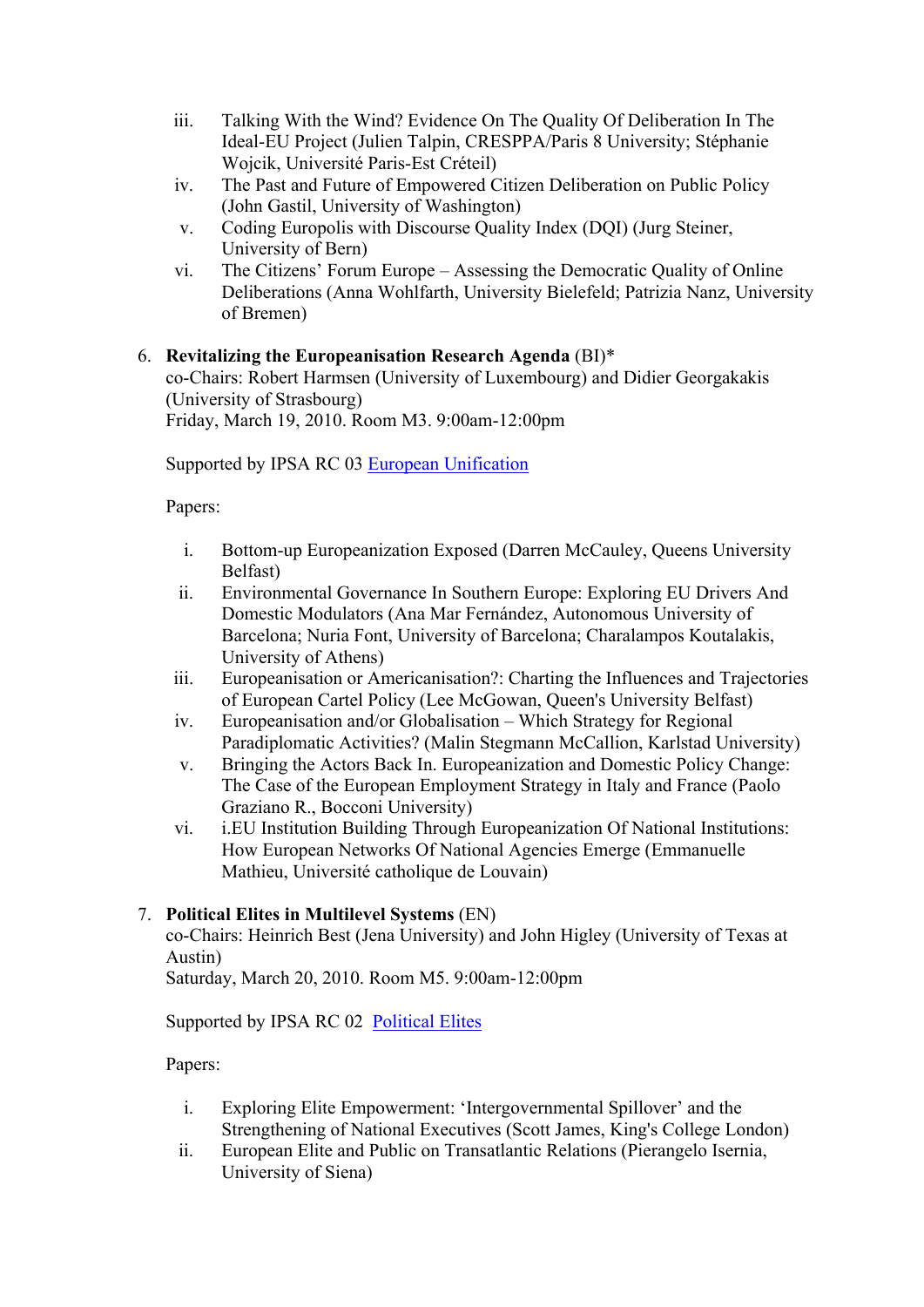iii. Talking With the Wind? Evidence On The Quality Of Deliberation In The Ideal-EU Project (Julien Talpin, CRESPPA/Paris 8 University; Stéphanie Wojcik, Université Paris-Est Créteil)
iv. The Past and Future of Empowered Citizen Deliberation on Public Policy (John Gastil, University of Washington)
v. Coding Europolis with Discourse Quality Index (DQI) (Jurg Steiner, University of Bern)
vi. The Citizens' Forum Europe – Assessing the Democratic Quality of Online Deliberations (Anna Wohlfarth, University Bielefeld; Patrizia Nanz, University of Bremen)

6. **Revitalizing the Europeanisation Research Agenda** (BI)*
   co-Chairs: Robert Harmsen (University of Luxembourg) and Didier Georgakakis (University of Strasbourg)
   Friday, March 19, 2010. Room M3. 9:00am-12:00pm

   Supported by IPSA RC 03 European Unification

   Papers:

   i. Bottom-up Europeanization Exposed (Darren McCauley, Queens University Belfast)
   ii. Environmental Governance In Southern Europe: Exploring EU Drivers And Domestic Modulators (Ana Mar Fernández, Autonomous University of Barcelona; Nuria Font, University of Barcelona; Charalampos Koutalakis, University of Athens)
   iii. Europeanisation or Americanisation?: Charting the Influences and Trajectories of European Cartel Policy (Lee McGowan, Queen's University Belfast)
   iv. Europeanisation and/or Globalisation – Which Strategy for Regional Paradiplomatic Activities? (Malin Stegmann McCallion, Karlstad University)
   v. Bringing the Actors Back In. Europeanization and Domestic Policy Change: The Case of the European Employment Strategy in Italy and France (Paolo Graziano R., Bocconi University)
   vi. i.EU Institution Building Through Europeanization Of National Institutions: How European Networks Of National Agencies Emerge (Emmanuelle Mathieu, Université catholique de Louvain)

7. **Political Elites in Multilevel Systems** (EN)
   co-Chairs: Heinrich Best (Jena University) and John Higley (University of Texas at Austin)
   Saturday, March 20, 2010. Room M5. 9:00am-12:00pm

   Supported by IPSA RC 02 Political Elites

   Papers:

   i. Exploring Elite Empowerment: 'Intergovernmental Spillover' and the Strengthening of National Executives (Scott James, King's College London)
   ii. European Elite and Public on Transatlantic Relations (Pierangelo Isernia, University of Siena)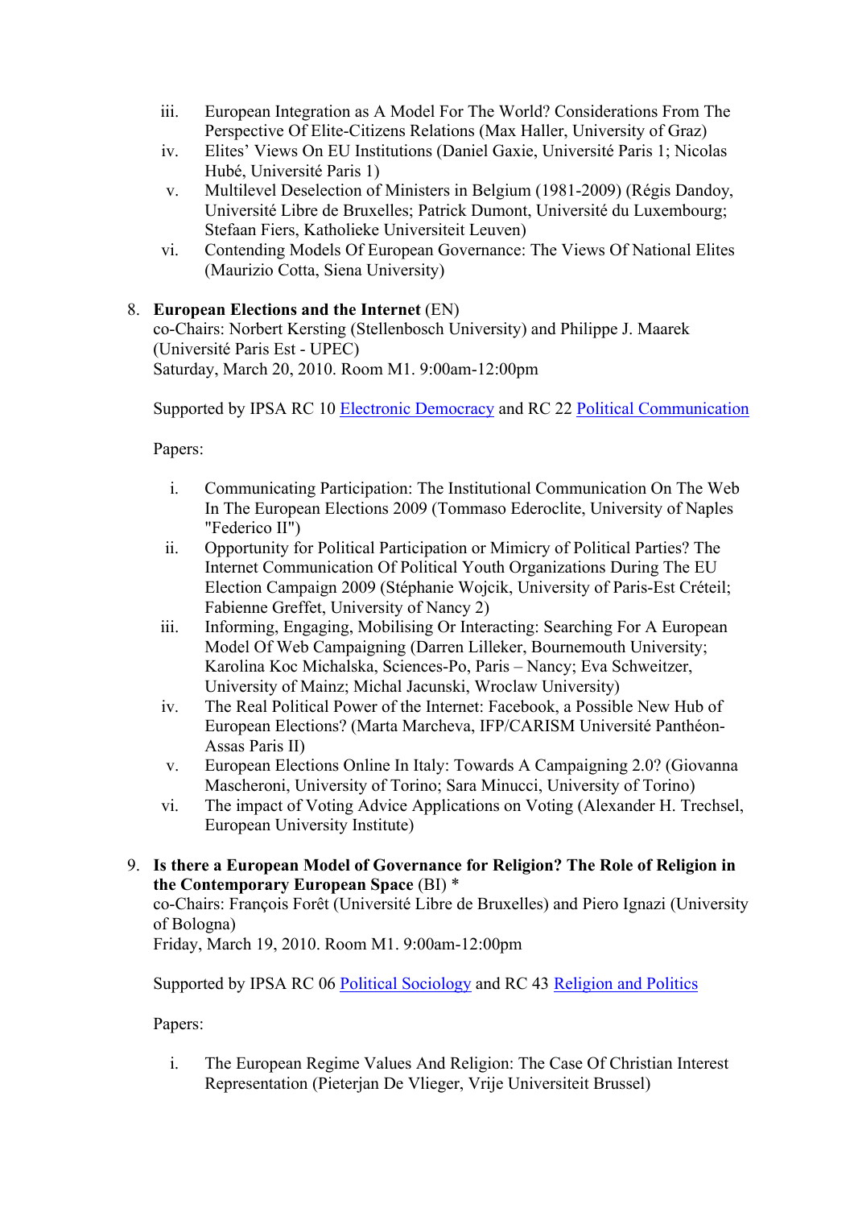iii. European Integration as A Model For The World? Considerations From The Perspective Of Elite-Citizens Relations (Max Haller, University of Graz)
iv. Elites' Views On EU Institutions (Daniel Gaxie, Université Paris 1; Nicolas Hubé, Université Paris 1)
v. Multilevel Deselection of Ministers in Belgium (1981-2009) (Régis Dandoy, Université Libre de Bruxelles; Patrick Dumont, Université du Luxembourg; Stefaan Fiers, Katholieke Universiteit Leuven)
vi. Contending Models Of European Governance: The Views Of National Elites (Maurizio Cotta, Siena University)

8. **European Elections and the Internet** (EN)
co-Chairs: Norbert Kersting (Stellenbosch University) and Philippe J. Maarek (Université Paris Est - UPEC)
Saturday, March 20, 2010. Room M1. 9:00am-12:00pm

Supported by IPSA RC 10 Electronic Democracy and RC 22 Political Communication

Papers:

i. Communicating Participation: The Institutional Communication On The Web In The European Elections 2009 (Tommaso Ederoclite, University of Naples "Federico II")
ii. Opportunity for Political Participation or Mimicry of Political Parties? The Internet Communication Of Political Youth Organizations During The EU Election Campaign 2009 (Stéphanie Wojcik, University of Paris-Est Créteil; Fabienne Greffet, University of Nancy 2)
iii. Informing, Engaging, Mobilising Or Interacting: Searching For A European Model Of Web Campaigning (Darren Lilleker, Bournemouth University; Karolina Koc Michalska, Sciences-Po, Paris – Nancy; Eva Schweitzer, University of Mainz; Michal Jacunski, Wroclaw University)
iv. The Real Political Power of the Internet: Facebook, a Possible New Hub of European Elections? (Marta Marcheva, IFP/CARISM Université Panthéon-Assas Paris II)
v. European Elections Online In Italy: Towards A Campaigning 2.0? (Giovanna Mascheroni, University of Torino; Sara Minucci, University of Torino)
vi. The impact of Voting Advice Applications on Voting (Alexander H. Trechsel, European University Institute)

9. **Is there a European Model of Governance for Religion? The Role of Religion in the Contemporary European Space** (BI) *
co-Chairs: François Forêt (Université Libre de Bruxelles) and Piero Ignazi (University of Bologna)
Friday, March 19, 2010. Room M1. 9:00am-12:00pm

Supported by IPSA RC 06 Political Sociology and RC 43 Religion and Politics

Papers:

i. The European Regime Values And Religion: The Case Of Christian Interest Representation (Pieterjan De Vlieger, Vrije Universiteit Brussel)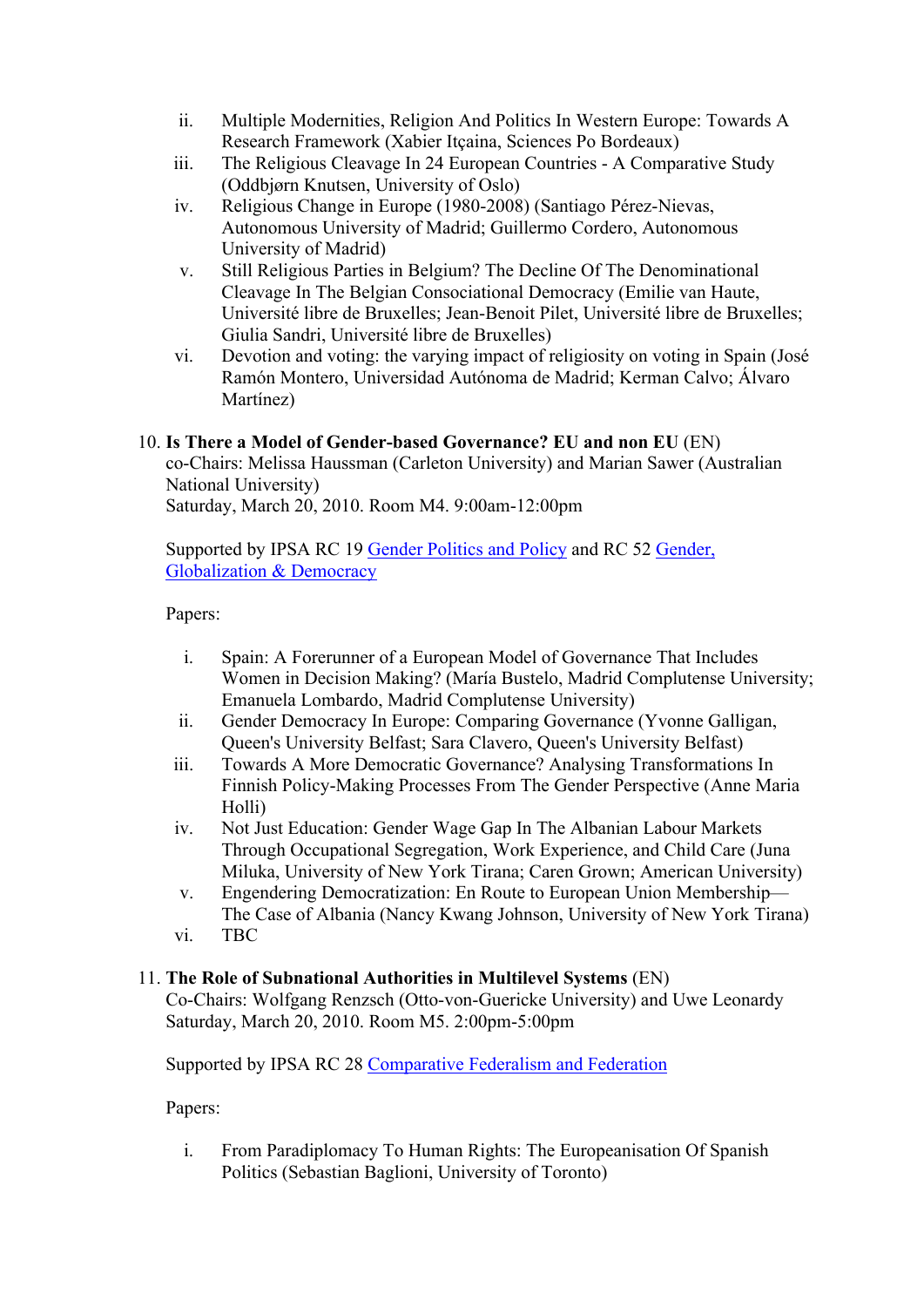ii. Multiple Modernities, Religion And Politics In Western Europe: Towards A Research Framework (Xabier Itçaina, Sciences Po Bordeaux)
iii. The Religious Cleavage In 24 European Countries - A Comparative Study (Oddbjørn Knutsen, University of Oslo)
iv. Religious Change in Europe (1980-2008) (Santiago Pérez-Nievas, Autonomous University of Madrid; Guillermo Cordero, Autonomous University of Madrid)
v. Still Religious Parties in Belgium? The Decline Of The Denominational Cleavage In The Belgian Consociational Democracy (Emilie van Haute, Université libre de Bruxelles; Jean-Benoit Pilet, Université libre de Bruxelles; Giulia Sandri, Université libre de Bruxelles)
vi. Devotion and voting: the varying impact of religiosity on voting in Spain (José Ramón Montero, Universidad Autónoma de Madrid; Kerman Calvo; Álvaro Martínez)

10. **Is There a Model of Gender-based Governance? EU and non EU** (EN)
co-Chairs: Melissa Haussman (Carleton University) and Marian Sawer (Australian National University)
Saturday, March 20, 2010. Room M4. 9:00am-12:00pm

Supported by IPSA RC 19 Gender Politics and Policy and RC 52 Gender, Globalization & Democracy

Papers:

i. Spain: A Forerunner of a European Model of Governance That Includes Women in Decision Making? (María Bustelo, Madrid Complutense University; Emanuela Lombardo, Madrid Complutense University)
ii. Gender Democracy In Europe: Comparing Governance (Yvonne Galligan, Queen's University Belfast; Sara Clavero, Queen's University Belfast)
iii. Towards A More Democratic Governance? Analysing Transformations In Finnish Policy-Making Processes From The Gender Perspective (Anne Maria Holli)
iv. Not Just Education: Gender Wage Gap In The Albanian Labour Markets Through Occupational Segregation, Work Experience, and Child Care (Juna Miluka, University of New York Tirana; Caren Grown; American University)
v. Engendering Democratization: En Route to European Union Membership—The Case of Albania (Nancy Kwang Johnson, University of New York Tirana)
vi. TBC

11. **The Role of Subnational Authorities in Multilevel Systems** (EN)
Co-Chairs: Wolfgang Renzsch (Otto-von-Guericke University) and Uwe Leonardy
Saturday, March 20, 2010. Room M5. 2:00pm-5:00pm

Supported by IPSA RC 28 Comparative Federalism and Federation

Papers:

i. From Paradiplomacy To Human Rights: The Europeanisation Of Spanish Politics (Sebastian Baglioni, University of Toronto)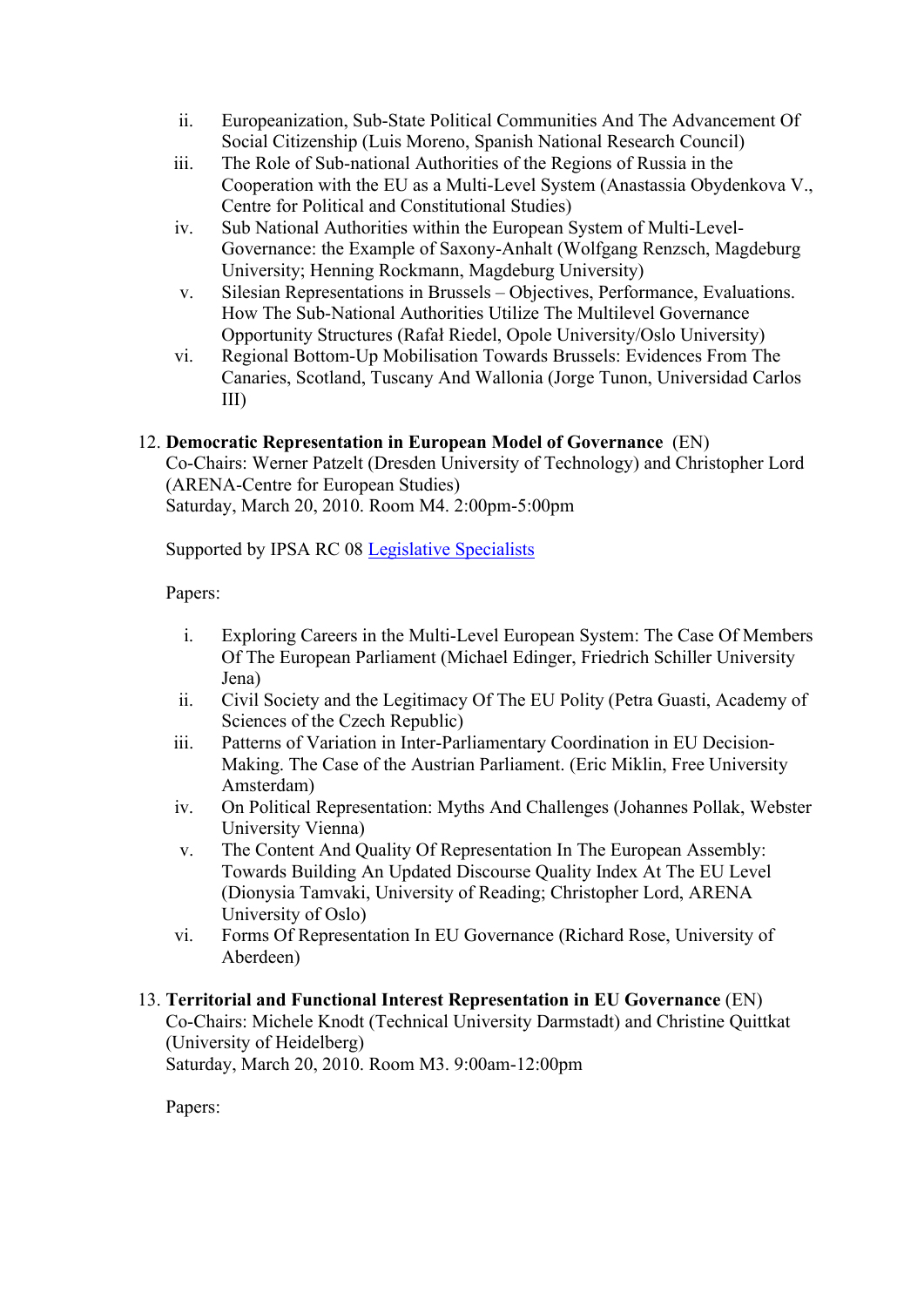ii. Europeanization, Sub-State Political Communities And The Advancement Of Social Citizenship (Luis Moreno, Spanish National Research Council)
iii. The Role of Sub-national Authorities of the Regions of Russia in the Cooperation with the EU as a Multi-Level System (Anastassia Obydenkova V., Centre for Political and Constitutional Studies)
iv. Sub National Authorities within the European System of Multi-Level-Governance: the Example of Saxony-Anhalt (Wolfgang Renzsch, Magdeburg University; Henning Rockmann, Magdeburg University)
v. Silesian Representations in Brussels – Objectives, Performance, Evaluations. How The Sub-National Authorities Utilize The Multilevel Governance Opportunity Structures (Rafał Riedel, Opole University/Oslo University)
vi. Regional Bottom-Up Mobilisation Towards Brussels: Evidences From The Canaries, Scotland, Tuscany And Wallonia (Jorge Tunon, Universidad Carlos III)

12. **Democratic Representation in European Model of Governance** (EN)
Co-Chairs: Werner Patzelt (Dresden University of Technology) and Christopher Lord (ARENA-Centre for European Studies)
Saturday, March 20, 2010. Room M4. 2:00pm-5:00pm

Supported by IPSA RC 08 Legislative Specialists

Papers:

i. Exploring Careers in the Multi-Level European System: The Case Of Members Of The European Parliament (Michael Edinger, Friedrich Schiller University Jena)
ii. Civil Society and the Legitimacy Of The EU Polity (Petra Guasti, Academy of Sciences of the Czech Republic)
iii. Patterns of Variation in Inter-Parliamentary Coordination in EU Decision-Making. The Case of the Austrian Parliament. (Eric Miklin, Free University Amsterdam)
iv. On Political Representation: Myths And Challenges (Johannes Pollak, Webster University Vienna)
v. The Content And Quality Of Representation In The European Assembly: Towards Building An Updated Discourse Quality Index At The EU Level (Dionysia Tamvaki, University of Reading; Christopher Lord, ARENA University of Oslo)
vi. Forms Of Representation In EU Governance (Richard Rose, University of Aberdeen)

13. **Territorial and Functional Interest Representation in EU Governance** (EN)
Co-Chairs: Michele Knodt (Technical University Darmstadt) and Christine Quittkat (University of Heidelberg)
Saturday, March 20, 2010. Room M3. 9:00am-12:00pm

Papers: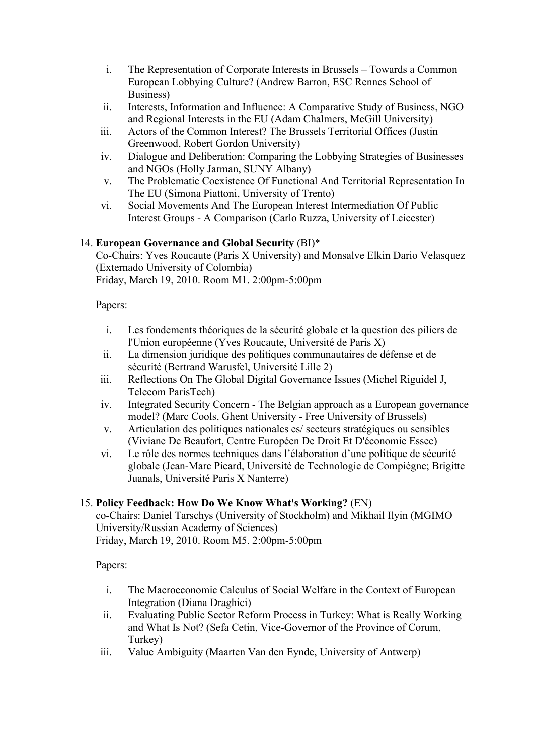i. The Representation of Corporate Interests in Brussels – Towards a Common European Lobbying Culture? (Andrew Barron, ESC Rennes School of Business)
ii. Interests, Information and Influence: A Comparative Study of Business, NGO and Regional Interests in the EU (Adam Chalmers, McGill University)
iii. Actors of the Common Interest? The Brussels Territorial Offices (Justin Greenwood, Robert Gordon University)
iv. Dialogue and Deliberation: Comparing the Lobbying Strategies of Businesses and NGOs (Holly Jarman, SUNY Albany)
v. The Problematic Coexistence Of Functional And Territorial Representation In The EU (Simona Piattoni, University of Trento)
vi. Social Movements And The European Interest Intermediation Of Public Interest Groups - A Comparison (Carlo Ruzza, University of Leicester)

14. **European Governance and Global Security** (BI)*
Co-Chairs: Yves Roucaute (Paris X University) and Monsalve Elkin Dario Velasquez (Externado University of Colombia)
Friday, March 19, 2010. Room M1. 2:00pm-5:00pm

Papers:

i. Les fondements théoriques de la sécurité globale et la question des piliers de l'Union européenne (Yves Roucaute, Université de Paris X)
ii. La dimension juridique des politiques communautaires de défense et de sécurité (Bertrand Warusfel, Université Lille 2)
iii. Reflections On The Global Digital Governance Issues (Michel Riguidel J, Telecom ParisTech)
iv. Integrated Security Concern - The Belgian approach as a European governance model? (Marc Cools, Ghent University - Free University of Brussels)
v. Articulation des politiques nationales es/ secteurs stratégiques ou sensibles (Viviane De Beaufort, Centre Européen De Droit Et D'économie Essec)
vi. Le rôle des normes techniques dans l'élaboration d'une politique de sécurité globale (Jean-Marc Picard, Université de Technologie de Compiègne; Brigitte Juanals, Université Paris X Nanterre)

15. **Policy Feedback: How Do We Know What's Working?** (EN)
co-Chairs: Daniel Tarschys (University of Stockholm) and Mikhail Ilyin (MGIMO University/Russian Academy of Sciences)
Friday, March 19, 2010. Room M5. 2:00pm-5:00pm

Papers:

i. The Macroeconomic Calculus of Social Welfare in the Context of European Integration (Diana Draghici)
ii. Evaluating Public Sector Reform Process in Turkey: What is Really Working and What Is Not? (Sefa Cetin, Vice-Governor of the Province of Corum, Turkey)
iii. Value Ambiguity (Maarten Van den Eynde, University of Antwerp)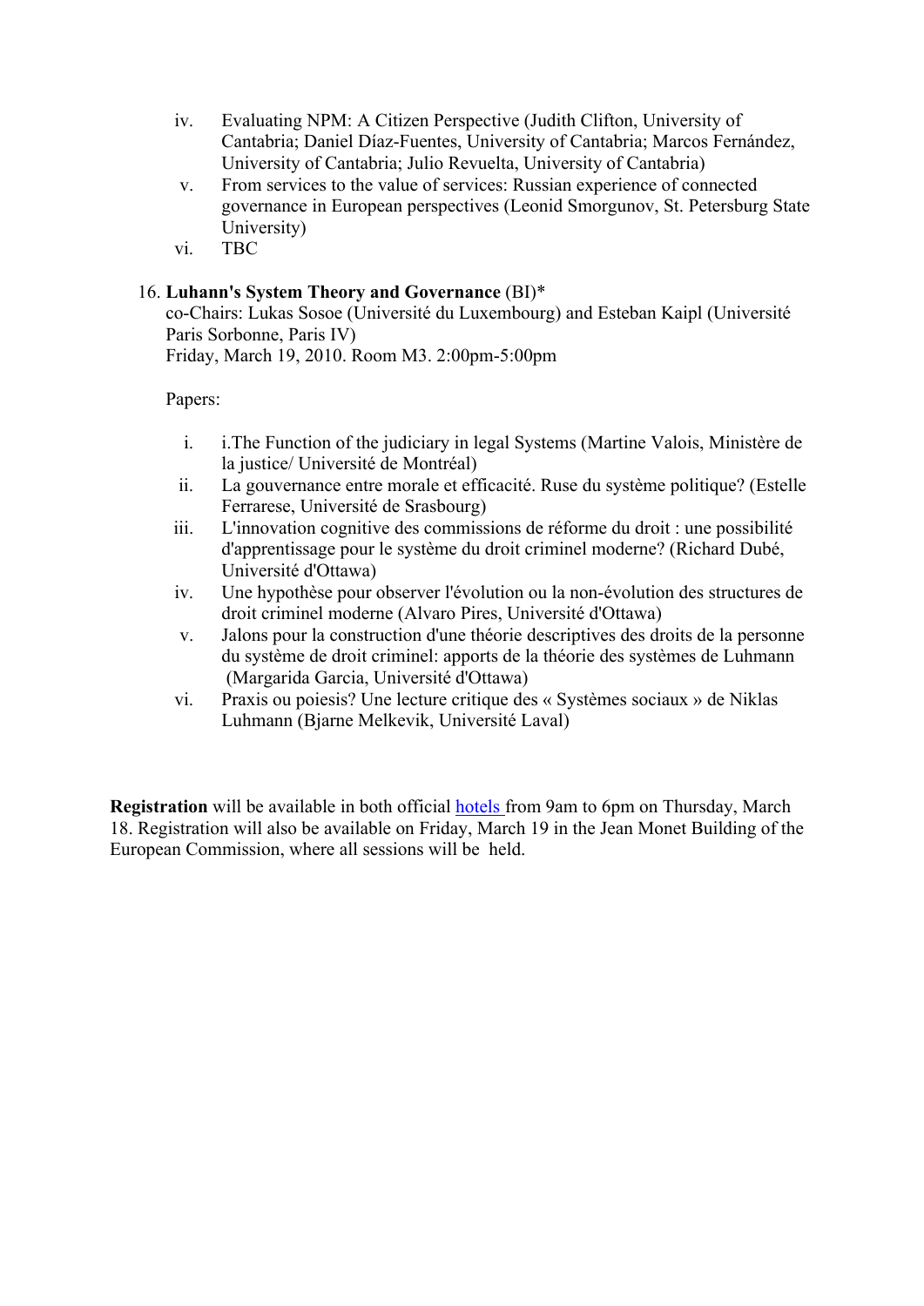iv. Evaluating NPM: A Citizen Perspective (Judith Clifton, University of Cantabria; Daniel Díaz-Fuentes, University of Cantabria; Marcos Fernández, University of Cantabria; Julio Revuelta, University of Cantabria)
v. From services to the value of services: Russian experience of connected governance in European perspectives (Leonid Smorgunov, St. Petersburg State University)
vi. TBC

16. **Luhann's System Theory and Governance** (BI)*
co-Chairs: Lukas Sosoe (Université du Luxembourg) and Esteban Kaipl (Université Paris Sorbonne, Paris IV)
Friday, March 19, 2010. Room M3. 2:00pm-5:00pm

Papers:

i. i.The Function of the judiciary in legal Systems (Martine Valois, Ministère de la justice/ Université de Montréal)
ii. La gouvernance entre morale et efficacité. Ruse du système politique? (Estelle Ferrarese, Université de Srasbourg)
iii. L'innovation cognitive des commissions de réforme du droit : une possibilité d'apprentissage pour le système du droit criminel moderne? (Richard Dubé, Université d'Ottawa)
iv. Une hypothèse pour observer l'évolution ou la non-évolution des structures de droit criminel moderne (Alvaro Pires, Université d'Ottawa)
v. Jalons pour la construction d'une théorie descriptives des droits de la personne du système de droit criminel: apports de la théorie des systèmes de Luhmann (Margarida Garcia, Université d'Ottawa)
vi. Praxis ou poiesis? Une lecture critique des « Systèmes sociaux » de Niklas Luhmann (Bjarne Melkevik, Université Laval)

**Registration** will be available in both official hotels from 9am to 6pm on Thursday, March 18. Registration will also be available on Friday, March 19 in the Jean Monet Building of the European Commission, where all sessions will be held.